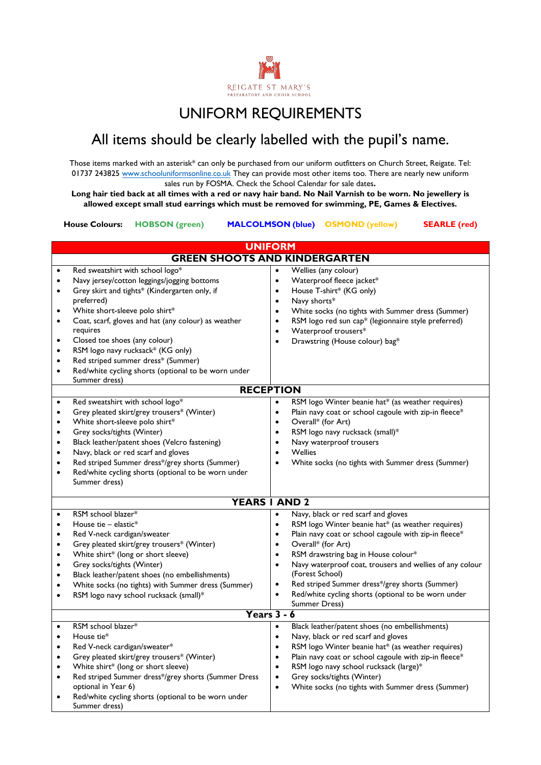REIGATE ST MARY'S
PREPARATORY AND CHOIR SCHOOL

# UNIFORM REQUIREMENTS

## All items should be clearly labelled with the pupil's name.

Those items marked with an asterisk* can only be purchased from our uniform outfitters on Church Street, Reigate. Tel: 01737 243825 www.schooluniformsonline.co.uk They can provide most other items too. There are nearly new uniform sales run by FOSMA. Check the School Calendar for sale dates.

**Long hair tied back at all times with a red or navy hair band. No Nail Varnish to be worn. No jewellery is allowed except small stud earrings which must be removed for swimming, PE, Games & Electives.**

**House Colours:** **HOBSON (green)** **MALCOLMSON (blue)** **OSMOND (yellow)** **SEARLE (red)**

## UNIFORM

### GREEN SHOOTS AND KINDERGARTEN

- Red sweatshirt with school logo*
- Navy jersey/cotton leggings/jogging bottoms
- Grey skirt and tights* (Kindergarten only, if preferred)
- White short-sleeve polo shirt*
- Coat, scarf, gloves and hat (any colour) as weather requires
- Closed toe shoes (any colour)
- RSM logo navy rucksack* (KG only)
- Red striped summer dress* (Summer)
- Red/white cycling shorts (optional to be worn under Summer dress)
- Wellies (any colour)
- Waterproof fleece jacket*
- House T-shirt* (KG only)
- Navy shorts*
- White socks (no tights with Summer dress (Summer)
- RSM logo red sun cap* (legionnaire style preferred)
- Waterproof trousers*
- Drawstring (House colour) bag*

### RECEPTION

- Red sweatshirt with school logo*
- Grey pleated skirt/grey trousers* (Winter)
- White short-sleeve polo shirt*
- Grey socks/tights (Winter)
- Black leather/patent shoes (Velcro fastening)
- Navy, black or red scarf and gloves
- Red striped Summer dress*/grey shorts (Summer)
- Red/white cycling shorts (optional to be worn under Summer dress)
- RSM logo Winter beanie hat* (as weather requires)
- Plain navy coat or school cagoule with zip-in fleece*
- Overall* (for Art)
- RSM logo navy rucksack (small)*
- Navy waterproof trousers
- Wellies
- White socks (no tights with Summer dress (Summer)

### YEARS 1 AND 2

- RSM school blazer*
- House tie – elastic*
- Red V-neck cardigan/sweater
- Grey pleated skirt/grey trousers* (Winter)
- White shirt* (long or short sleeve)
- Grey socks/tights (Winter)
- Black leather/patent shoes (no embellishments)
- White socks (no tights) with Summer dress (Summer)
- RSM logo navy school rucksack (small)*
- Navy, black or red scarf and gloves
- RSM logo Winter beanie hat* (as weather requires)
- Plain navy coat or school cagoule with zip-in fleece*
- Overall* (for Art)
- RSM drawstring bag in House colour*
- Navy waterproof coat, trousers and wellies of any colour (Forest School)
- Red striped Summer dress*/grey shorts (Summer)
- Red/white cycling shorts (optional to be worn under Summer Dress)

### Years 3 - 6

- RSM school blazer*
- House tie*
- Red V-neck cardigan/sweater*
- Grey pleated skirt/grey trousers* (Winter)
- White shirt* (long or short sleeve)
- Red striped Summer dress*/grey shorts (Summer Dress optional in Year 6)
- Red/white cycling shorts (optional to be worn under Summer dress)
- Black leather/patent shoes (no embellishments)
- Navy, black or red scarf and gloves
- RSM logo Winter beanie hat* (as weather requires)
- Plain navy coat or school cagoule with zip-in fleece*
- RSM logo navy school rucksack (large)*
- Grey socks/tights (Winter)
- White socks (no tights with Summer dress (Summer)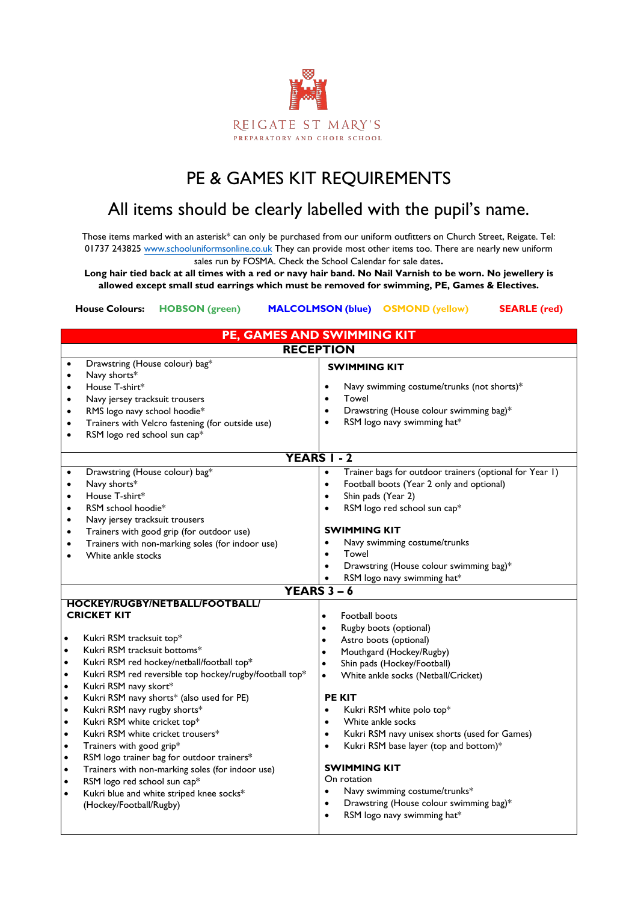REIGATE ST MARY'S

PREPARATORY AND CHOIR SCHOOL

# PE & GAMES KIT REQUIREMENTS

## All items should be clearly labelled with the pupil's name.

Those items marked with an asterisk* can only be purchased from our uniform outfitters on Church Street, Reigate. Tel: 01737 243825 www.schooluniformsonline.co.uk They can provide most other items too. There are nearly new uniform sales run by FOSMA. Check the School Calendar for sale dates.

**Long hair tied back at all times with a red or navy hair band. No Nail Varnish to be worn. No jewellery is allowed except small stud earrings which must be removed for swimming, PE, Games & Electives.**

**House Colours:** **HOBSON (green)** **MALCOLMSON (blue)** **OSMOND (yellow)** **SEARLE (red)**

## PE, GAMES AND SWIMMING KIT

### RECEPTION

- Drawstring (House colour) bag*
- Navy shorts*
- House T-shirt*
- Navy jersey tracksuit trousers
- RMS logo navy school hoodie*
- Trainers with Velcro fastening (for outside use)
- RSM logo red school sun cap*

**SWIMMING KIT**

- Navy swimming costume/trunks (not shorts)*
- Towel
- Drawstring (House colour swimming bag)*
- RSM logo navy swimming hat*

### YEARS 1 - 2

- Drawstring (House colour) bag*
- Navy shorts*
- House T-shirt*
- RSM school hoodie*
- Navy jersey tracksuit trousers
- Trainers with good grip (for outdoor use)
- Trainers with non-marking soles (for indoor use)
- White ankle stocks
- Trainer bags for outdoor trainers (optional for Year 1)
- Football boots (Year 2 only and optional)
- Shin pads (Year 2)
- RSM logo red school sun cap*

**SWIMMING KIT**

- Navy swimming costume/trunks
- Towel
- Drawstring (House colour swimming bag)*
- RSM logo navy swimming hat*

### YEARS 3 – 6

**HOCKEY/RUGBY/NETBALL/FOOTBALL/ CRICKET KIT**

- Kukri RSM tracksuit top*
- Kukri RSM tracksuit bottoms*
- Kukri RSM red hockey/netball/football top*
- Kukri RSM red reversible top hockey/rugby/football top*
- Kukri RSM navy skort*
- Kukri RSM navy shorts* (also used for PE)
- Kukri RSM navy rugby shorts*
- Kukri RSM white cricket top*
- Kukri RSM white cricket trousers*
- Trainers with good grip*
- RSM logo trainer bag for outdoor trainers*
- Trainers with non-marking soles (for indoor use)
- RSM logo red school sun cap*
- Kukri blue and white striped knee socks* (Hockey/Football/Rugby)
- Football boots
- Rugby boots (optional)
- Astro boots (optional)
- Mouthgard (Hockey/Rugby)
- Shin pads (Hockey/Football)
- White ankle socks (Netball/Cricket)

**PE KIT**

- Kukri RSM white polo top*
- White ankle socks
- Kukri RSM navy unisex shorts (used for Games)
- Kukri RSM base layer (top and bottom)*

**SWIMMING KIT**

On rotation

- Navy swimming costume/trunks*
- Drawstring (House colour swimming bag)*
- RSM logo navy swimming hat*